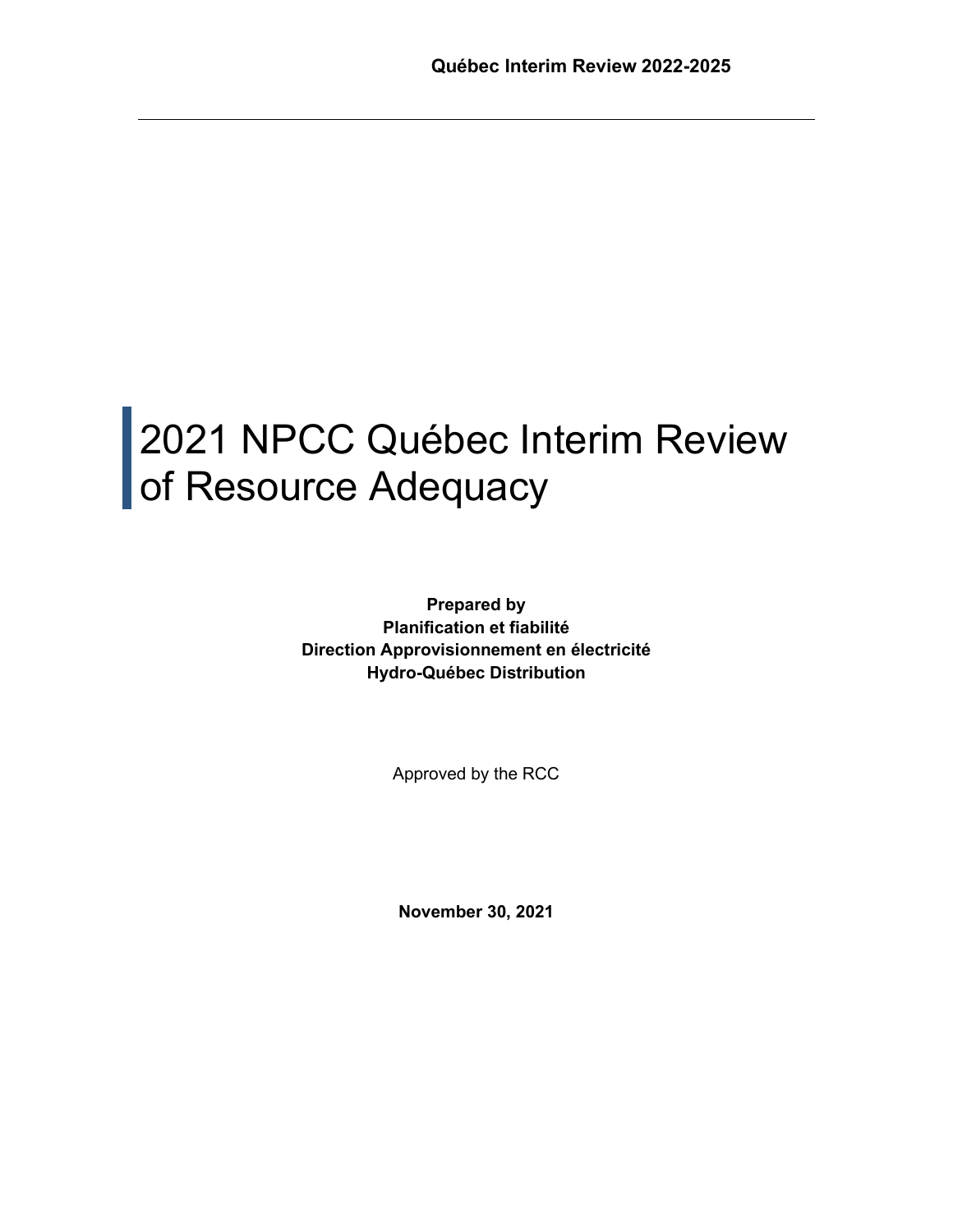# 2021 NPCC Québec Interim Review of Resource Adequacy

**Prepared by**
**Planification et fiabilité**
**Direction Approvisionnement en électricité**
**Hydro-Québec Distribution**

Approved by the RCC

**November 30, 2021**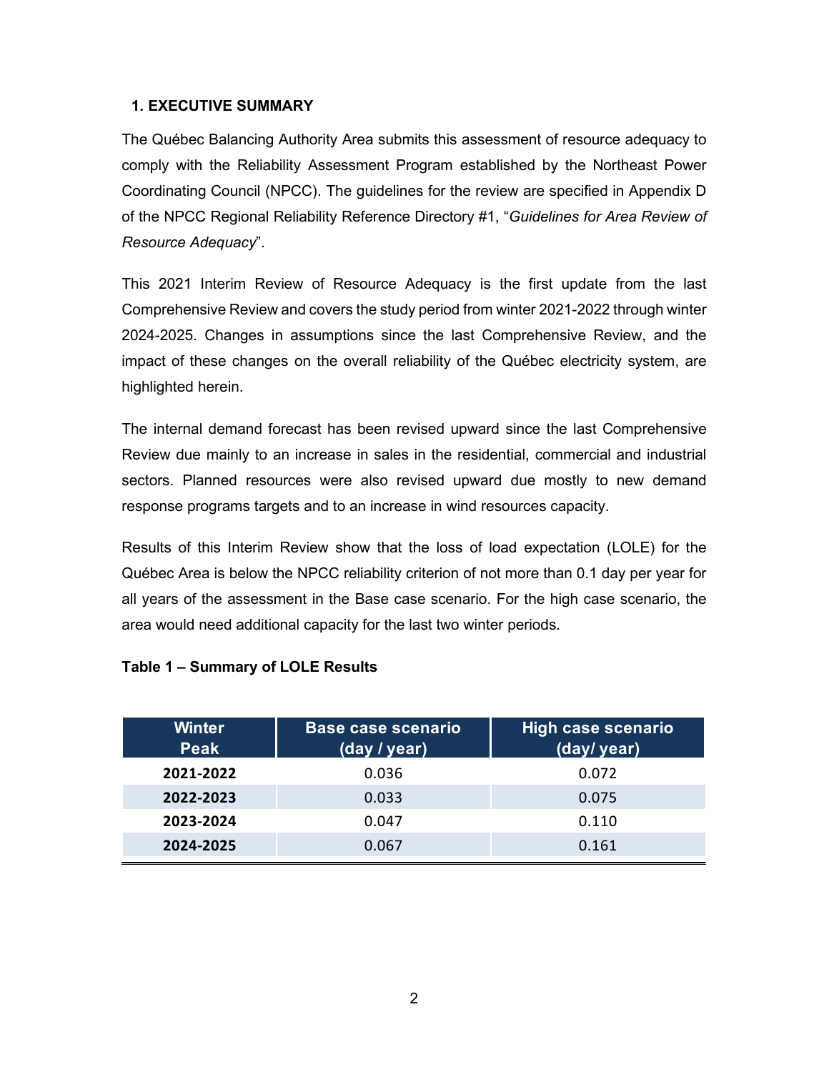## 1. EXECUTIVE SUMMARY

The Québec Balancing Authority Area submits this assessment of resource adequacy to comply with the Reliability Assessment Program established by the Northeast Power Coordinating Council (NPCC). The guidelines for the review are specified in Appendix D of the NPCC Regional Reliability Reference Directory #1, "*Guidelines for Area Review of Resource Adequacy*".

This 2021 Interim Review of Resource Adequacy is the first update from the last Comprehensive Review and covers the study period from winter 2021-2022 through winter 2024-2025. Changes in assumptions since the last Comprehensive Review, and the impact of these changes on the overall reliability of the Québec electricity system, are highlighted herein.

The internal demand forecast has been revised upward since the last Comprehensive Review due mainly to an increase in sales in the residential, commercial and industrial sectors. Planned resources were also revised upward due mostly to new demand response programs targets and to an increase in wind resources capacity.

Results of this Interim Review show that the loss of load expectation (LOLE) for the Québec Area is below the NPCC reliability criterion of not more than 0.1 day per year for all years of the assessment in the Base case scenario. For the high case scenario, the area would need additional capacity for the last two winter periods.

**Table 1 – Summary of LOLE Results**

| Winter Peak | Base case scenario (day / year) | High case scenario (day/ year) |
|---|---|---|
| **2021-2022** | 0.036 | 0.072 |
| **2022-2023** | 0.033 | 0.075 |
| **2023-2024** | 0.047 | 0.110 |
| **2024-2025** | 0.067 | 0.161 |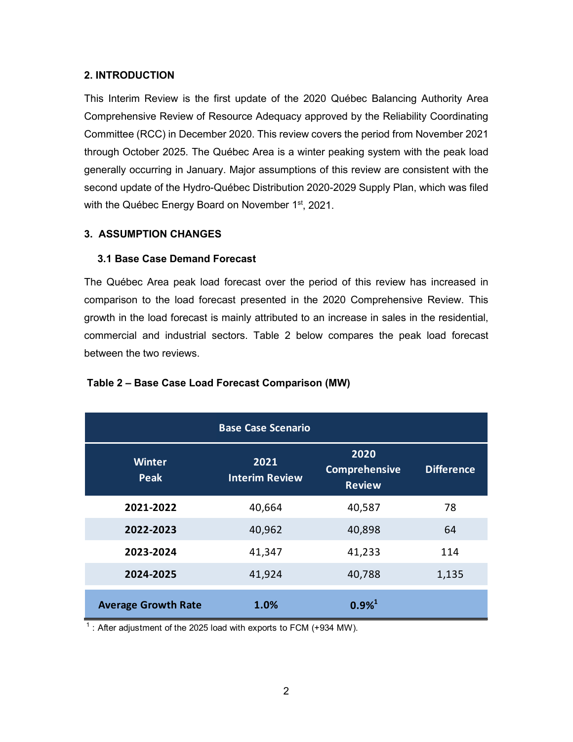## 2. INTRODUCTION

This Interim Review is the first update of the 2020 Québec Balancing Authority Area Comprehensive Review of Resource Adequacy approved by the Reliability Coordinating Committee (RCC) in December 2020. This review covers the period from November 2021 through October 2025. The Québec Area is a winter peaking system with the peak load generally occurring in January. Major assumptions of this review are consistent with the second update of the Hydro-Québec Distribution 2020-2029 Supply Plan, which was filed with the Québec Energy Board on November 1st, 2021.

## 3. ASSUMPTION CHANGES

### 3.1 Base Case Demand Forecast

The Québec Area peak load forecast over the period of this review has increased in comparison to the load forecast presented in the 2020 Comprehensive Review. This growth in the load forecast is mainly attributed to an increase in sales in the residential, commercial and industrial sectors. Table 2 below compares the peak load forecast between the two reviews.

**Table 2 – Base Case Load Forecast Comparison (MW)**

| Base Case Scenario | | | |
|---|---|---|---|
| **Winter Peak** | **2021 Interim Review** | **2020 Comprehensive Review** | **Difference** |
| **2021-2022** | 40,664 | 40,587 | 78 |
| **2022-2023** | 40,962 | 40,898 | 64 |
| **2023-2024** | 41,347 | 41,233 | 114 |
| **2024-2025** | 41,924 | 40,788 | 1,135 |
| **Average Growth Rate** | **1.0%** | **0.9%**[1] | |

[1] : After adjustment of the 2025 load with exports to FCM (+934 MW).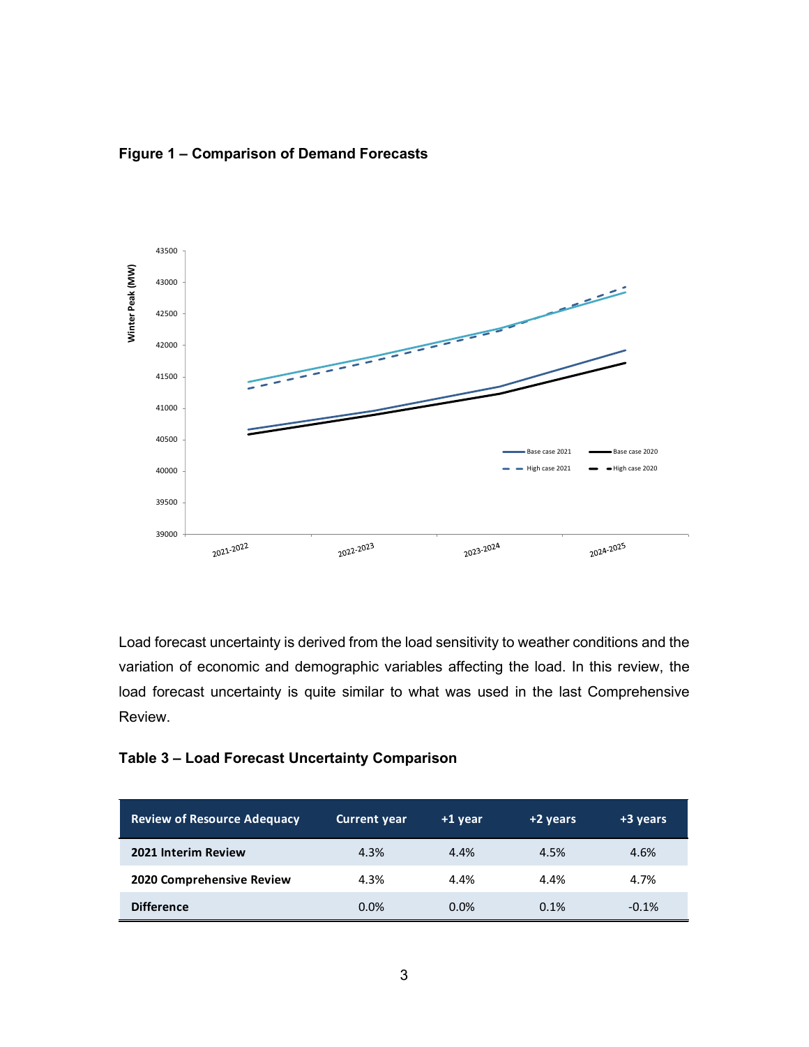**Figure 1 – Comparison of Demand Forecasts**

Load forecast uncertainty is derived from the load sensitivity to weather conditions and the variation of economic and demographic variables affecting the load. In this review, the load forecast uncertainty is quite similar to what was used in the last Comprehensive Review.

**Table 3 – Load Forecast Uncertainty Comparison**

| Review of Resource Adequacy | Current year | +1 year | +2 years | +3 years |
|---|---|---|---|---|
| **2021 Interim Review** | 4.3% | 4.4% | 4.5% | 4.6% |
| **2020 Comprehensive Review** | 4.3% | 4.4% | 4.4% | 4.7% |
| **Difference** | 0.0% | 0.0% | 0.1% | -0.1% |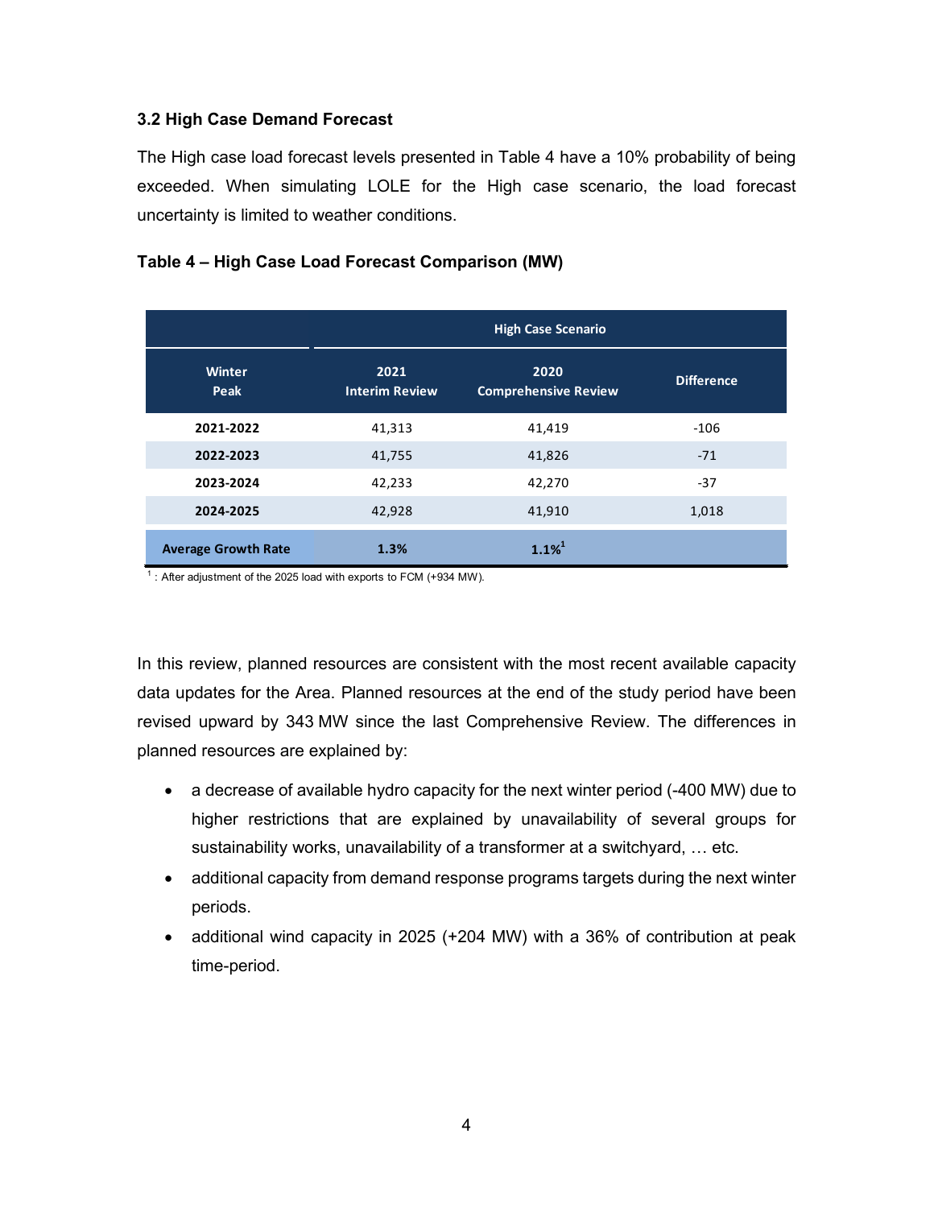### 3.2 High Case Demand Forecast

The High case load forecast levels presented in Table 4 have a 10% probability of being exceeded. When simulating LOLE for the High case scenario, the load forecast uncertainty is limited to weather conditions.

**Table 4 – High Case Load Forecast Comparison (MW)**

| | High Case Scenario | | |
|---|---|---|---|
| **Winter Peak** | **2021 Interim Review** | **2020 Comprehensive Review** | **Difference** |
| **2021-2022** | 41,313 | 41,419 | -106 |
| **2022-2023** | 41,755 | 41,826 | -71 |
| **2023-2024** | 42,233 | 42,270 | -37 |
| **2024-2025** | 42,928 | 41,910 | 1,018 |
| **Average Growth Rate** | **1.3%** | **1.1%[1]** | |

[1] : After adjustment of the 2025 load with exports to FCM (+934 MW).

In this review, planned resources are consistent with the most recent available capacity data updates for the Area. Planned resources at the end of the study period have been revised upward by 343 MW since the last Comprehensive Review. The differences in planned resources are explained by:

- a decrease of available hydro capacity for the next winter period (-400 MW) due to higher restrictions that are explained by unavailability of several groups for sustainability works, unavailability of a transformer at a switchyard, … etc.
- additional capacity from demand response programs targets during the next winter periods.
- additional wind capacity in 2025 (+204 MW) with a 36% of contribution at peak time-period.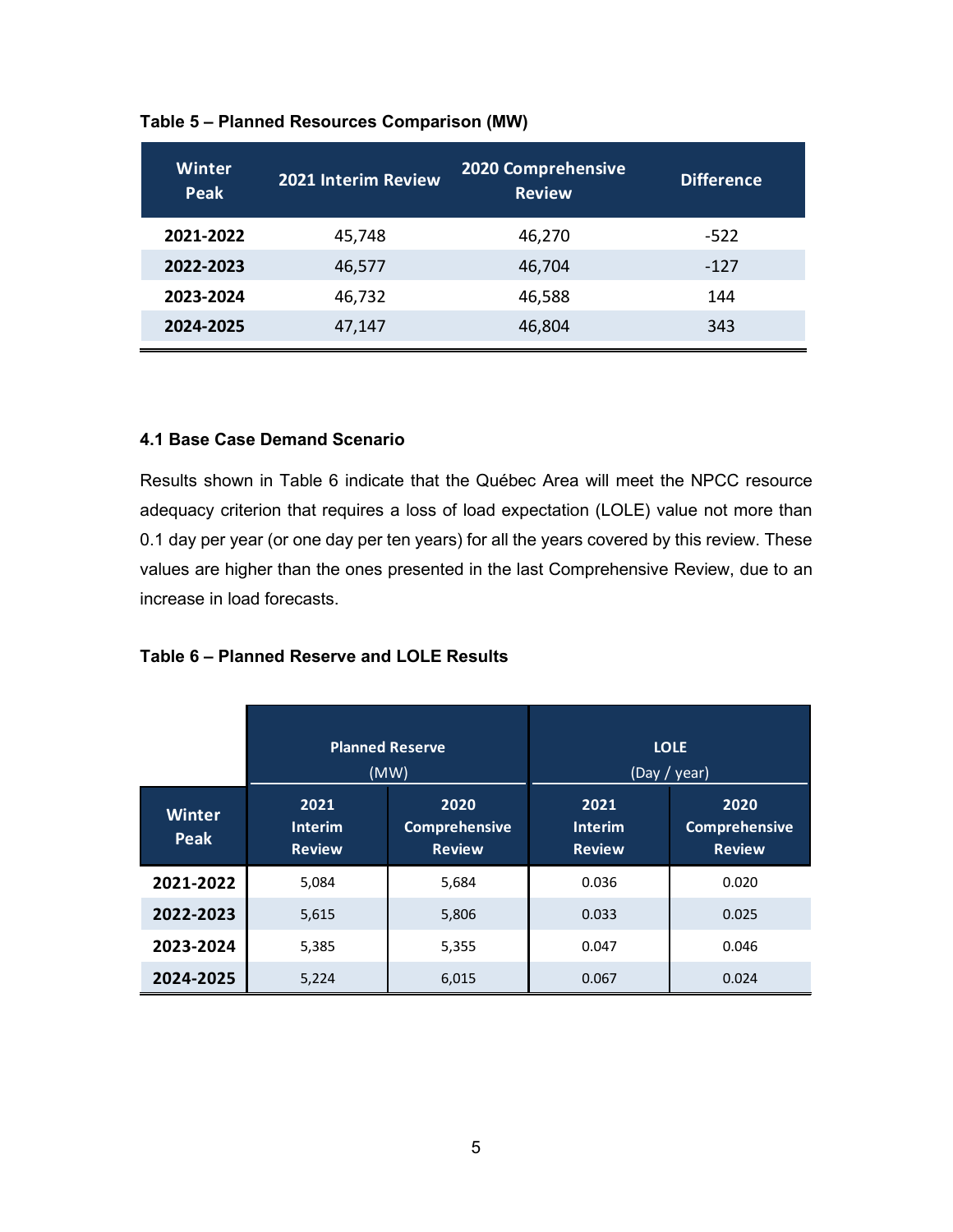**Table 5 – Planned Resources Comparison (MW)**

| Winter Peak | 2021 Interim Review | 2020 Comprehensive Review | Difference |
|---|---|---|---|
| 2021-2022 | 45,748 | 46,270 | -522 |
| 2022-2023 | 46,577 | 46,704 | -127 |
| 2023-2024 | 46,732 | 46,588 | 144 |
| 2024-2025 | 47,147 | 46,804 | 343 |

### 4.1 Base Case Demand Scenario

Results shown in Table 6 indicate that the Québec Area will meet the NPCC resource adequacy criterion that requires a loss of load expectation (LOLE) value not more than 0.1 day per year (or one day per ten years) for all the years covered by this review. These values are higher than the ones presented in the last Comprehensive Review, due to an increase in load forecasts.

**Table 6 – Planned Reserve and LOLE Results**

| | Planned Reserve (MW) | | LOLE (Day / year) | |
|---|---|---|---|---|
| Winter Peak | 2021 Interim Review | 2020 Comprehensive Review | 2021 Interim Review | 2020 Comprehensive Review |
| 2021-2022 | 5,084 | 5,684 | 0.036 | 0.020 |
| 2022-2023 | 5,615 | 5,806 | 0.033 | 0.025 |
| 2023-2024 | 5,385 | 5,355 | 0.047 | 0.046 |
| 2024-2025 | 5,224 | 6,015 | 0.067 | 0.024 |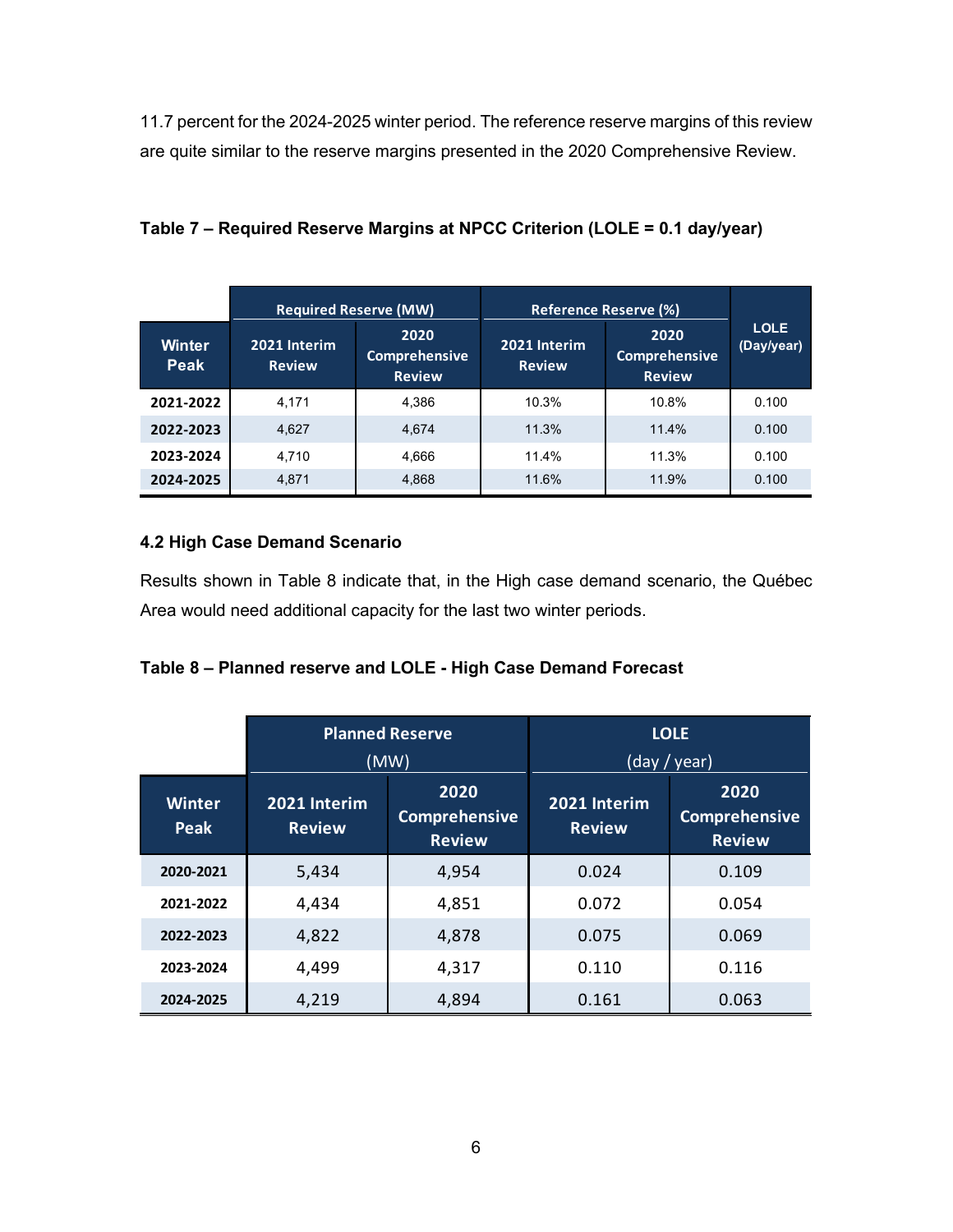11.7 percent for the 2024-2025 winter period. The reference reserve margins of this review are quite similar to the reserve margins presented in the 2020 Comprehensive Review.

**Table 7 – Required Reserve Margins at NPCC Criterion (LOLE = 0.1 day/year)**

| | Required Reserve (MW) | | Reference Reserve (%) | | |
|---|---|---|---|---|---|
| **Winter Peak** | **2021 Interim Review** | **2020 Comprehensive Review** | **2021 Interim Review** | **2020 Comprehensive Review** | **LOLE (Day/year)** |
| **2021-2022** | 4,171 | 4,386 | 10.3% | 10.8% | 0.100 |
| **2022-2023** | 4,627 | 4,674 | 11.3% | 11.4% | 0.100 |
| **2023-2024** | 4,710 | 4,666 | 11.4% | 11.3% | 0.100 |
| **2024-2025** | 4,871 | 4,868 | 11.6% | 11.9% | 0.100 |

#### 4.2 High Case Demand Scenario

Results shown in Table 8 indicate that, in the High case demand scenario, the Québec Area would need additional capacity for the last two winter periods.

**Table 8 – Planned reserve and LOLE - High Case Demand Forecast**

| | Planned Reserve (MW) | | LOLE (day / year) | |
|---|---|---|---|---|
| **Winter Peak** | **2021 Interim Review** | **2020 Comprehensive Review** | **2021 Interim Review** | **2020 Comprehensive Review** |
| **2020-2021** | 5,434 | 4,954 | 0.024 | 0.109 |
| **2021-2022** | 4,434 | 4,851 | 0.072 | 0.054 |
| **2022-2023** | 4,822 | 4,878 | 0.075 | 0.069 |
| **2023-2024** | 4,499 | 4,317 | 0.110 | 0.116 |
| **2024-2025** | 4,219 | 4,894 | 0.161 | 0.063 |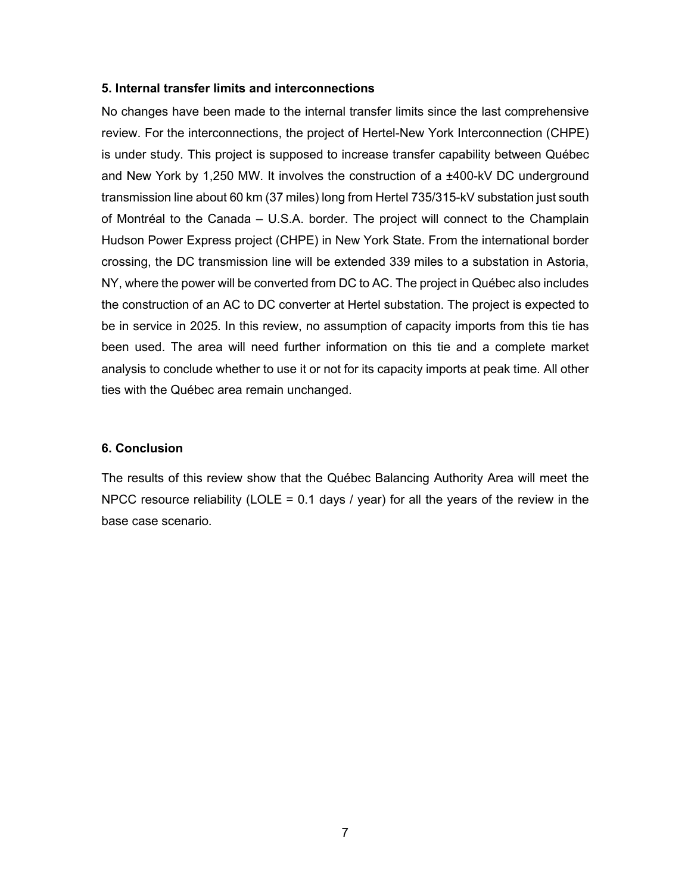**5. Internal transfer limits and interconnections**

No changes have been made to the internal transfer limits since the last comprehensive review. For the interconnections, the project of Hertel-New York Interconnection (CHPE) is under study. This project is supposed to increase transfer capability between Québec and New York by 1,250 MW. It involves the construction of a ±400-kV DC underground transmission line about 60 km (37 miles) long from Hertel 735/315-kV substation just south of Montréal to the Canada – U.S.A. border. The project will connect to the Champlain Hudson Power Express project (CHPE) in New York State. From the international border crossing, the DC transmission line will be extended 339 miles to a substation in Astoria, NY, where the power will be converted from DC to AC. The project in Québec also includes the construction of an AC to DC converter at Hertel substation. The project is expected to be in service in 2025. In this review, no assumption of capacity imports from this tie has been used. The area will need further information on this tie and a complete market analysis to conclude whether to use it or not for its capacity imports at peak time. All other ties with the Québec area remain unchanged.

**6. Conclusion**

The results of this review show that the Québec Balancing Authority Area will meet the NPCC resource reliability (LOLE = 0.1 days / year) for all the years of the review in the base case scenario.